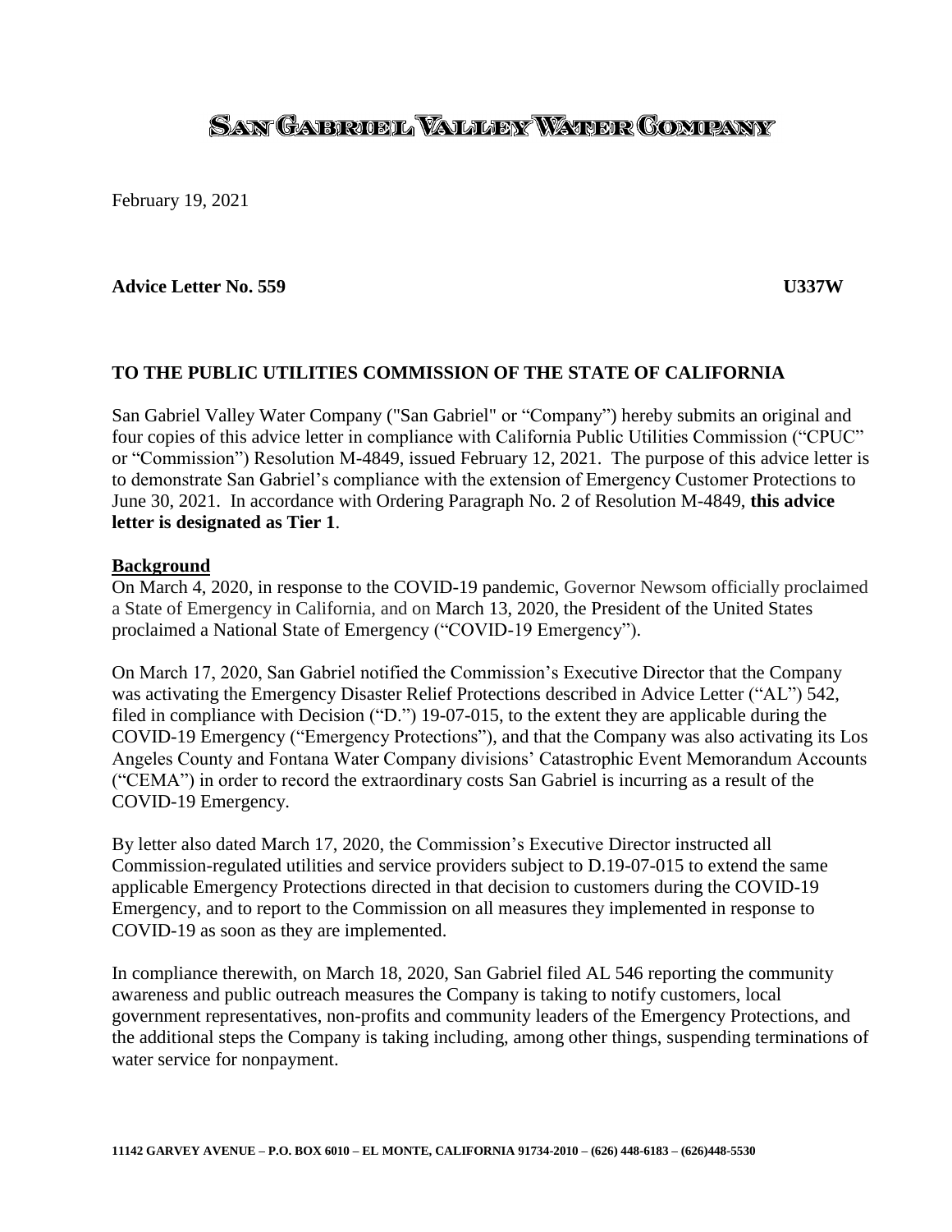# SAN GABRIEL VALLEY WATER COMPANY

February 19, 2021

**Advice Letter No. 559** **U337W**

**TO THE PUBLIC UTILITIES COMMISSION OF THE STATE OF CALIFORNIA**

San Gabriel Valley Water Company ("San Gabriel" or "Company") hereby submits an original and four copies of this advice letter in compliance with California Public Utilities Commission ("CPUC" or "Commission") Resolution M-4849, issued February 12, 2021. The purpose of this advice letter is to demonstrate San Gabriel's compliance with the extension of Emergency Customer Protections to June 30, 2021. In accordance with Ordering Paragraph No. 2 of Resolution M-4849, **this advice letter is designated as Tier 1**.

**Background**

On March 4, 2020, in response to the COVID-19 pandemic, Governor Newsom officially proclaimed a State of Emergency in California, and on March 13, 2020, the President of the United States proclaimed a National State of Emergency ("COVID-19 Emergency").

On March 17, 2020, San Gabriel notified the Commission's Executive Director that the Company was activating the Emergency Disaster Relief Protections described in Advice Letter ("AL") 542, filed in compliance with Decision ("D.") 19-07-015, to the extent they are applicable during the COVID-19 Emergency ("Emergency Protections"), and that the Company was also activating its Los Angeles County and Fontana Water Company divisions' Catastrophic Event Memorandum Accounts ("CEMA") in order to record the extraordinary costs San Gabriel is incurring as a result of the COVID-19 Emergency.

By letter also dated March 17, 2020, the Commission's Executive Director instructed all Commission-regulated utilities and service providers subject to D.19-07-015 to extend the same applicable Emergency Protections directed in that decision to customers during the COVID-19 Emergency, and to report to the Commission on all measures they implemented in response to COVID-19 as soon as they are implemented.

In compliance therewith, on March 18, 2020, San Gabriel filed AL 546 reporting the community awareness and public outreach measures the Company is taking to notify customers, local government representatives, non-profits and community leaders of the Emergency Protections, and the additional steps the Company is taking including, among other things, suspending terminations of water service for nonpayment.

11142 GARVEY AVENUE – P.O. BOX 6010 – EL MONTE, CALIFORNIA 91734-2010 – (626) 448-6183 – (626)448-5530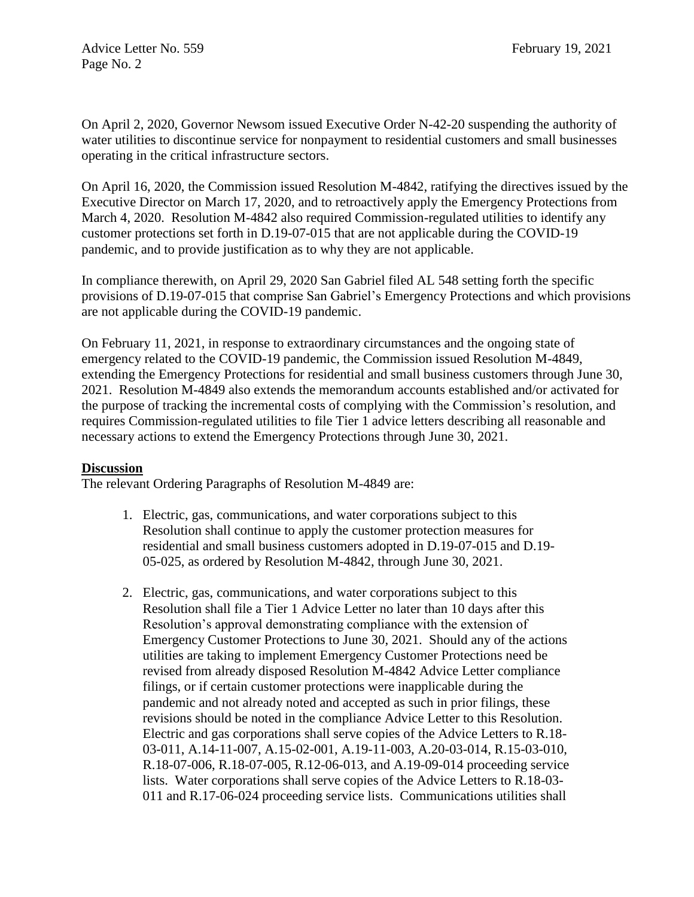On April 2, 2020, Governor Newsom issued Executive Order N-42-20 suspending the authority of water utilities to discontinue service for nonpayment to residential customers and small businesses operating in the critical infrastructure sectors.

On April 16, 2020, the Commission issued Resolution M-4842, ratifying the directives issued by the Executive Director on March 17, 2020, and to retroactively apply the Emergency Protections from March 4, 2020. Resolution M-4842 also required Commission-regulated utilities to identify any customer protections set forth in D.19-07-015 that are not applicable during the COVID-19 pandemic, and to provide justification as to why they are not applicable.

In compliance therewith, on April 29, 2020 San Gabriel filed AL 548 setting forth the specific provisions of D.19-07-015 that comprise San Gabriel's Emergency Protections and which provisions are not applicable during the COVID-19 pandemic.

On February 11, 2021, in response to extraordinary circumstances and the ongoing state of emergency related to the COVID-19 pandemic, the Commission issued Resolution M-4849, extending the Emergency Protections for residential and small business customers through June 30, 2021. Resolution M-4849 also extends the memorandum accounts established and/or activated for the purpose of tracking the incremental costs of complying with the Commission's resolution, and requires Commission-regulated utilities to file Tier 1 advice letters describing all reasonable and necessary actions to extend the Emergency Protections through June 30, 2021.

**Discussion**

The relevant Ordering Paragraphs of Resolution M-4849 are:

1. Electric, gas, communications, and water corporations subject to this Resolution shall continue to apply the customer protection measures for residential and small business customers adopted in D.19-07-015 and D.19-05-025, as ordered by Resolution M-4842, through June 30, 2021.

2. Electric, gas, communications, and water corporations subject to this Resolution shall file a Tier 1 Advice Letter no later than 10 days after this Resolution's approval demonstrating compliance with the extension of Emergency Customer Protections to June 30, 2021. Should any of the actions utilities are taking to implement Emergency Customer Protections need be revised from already disposed Resolution M-4842 Advice Letter compliance filings, or if certain customer protections were inapplicable during the pandemic and not already noted and accepted as such in prior filings, these revisions should be noted in the compliance Advice Letter to this Resolution. Electric and gas corporations shall serve copies of the Advice Letters to R.18-03-011, A.14-11-007, A.15-02-001, A.19-11-003, A.20-03-014, R.15-03-010, R.18-07-006, R.18-07-005, R.12-06-013, and A.19-09-014 proceeding service lists. Water corporations shall serve copies of the Advice Letters to R.18-03-011 and R.17-06-024 proceeding service lists. Communications utilities shall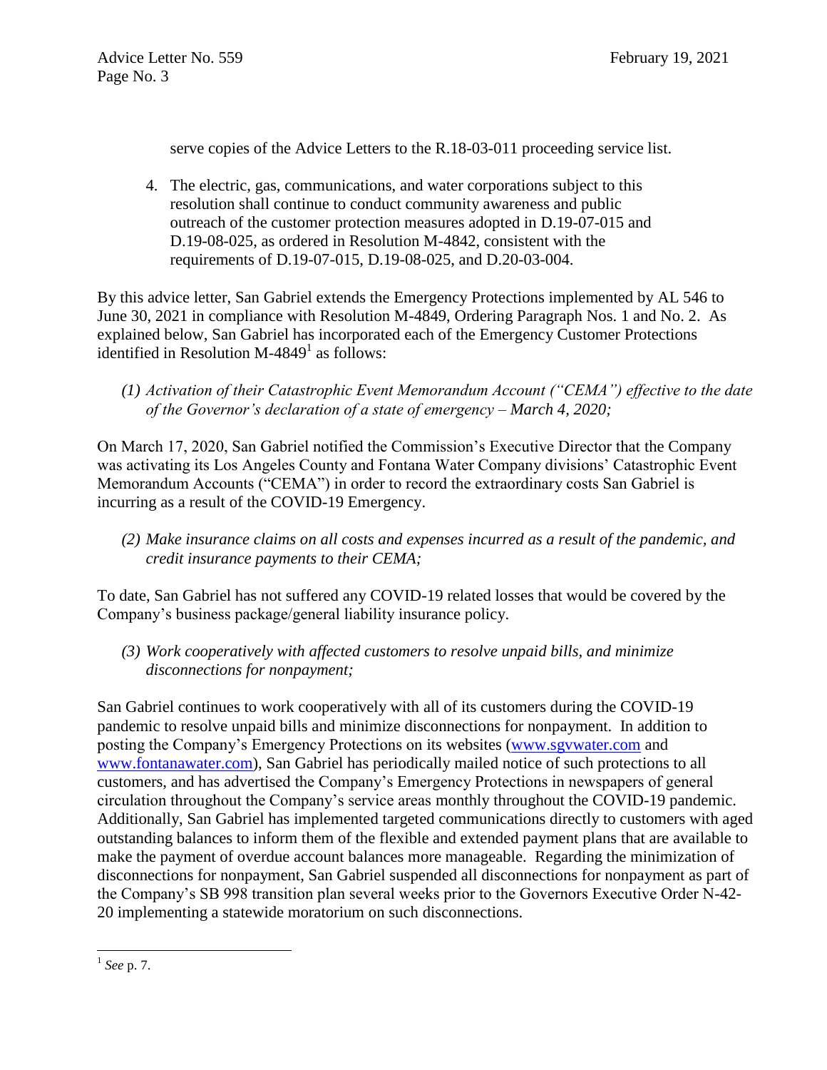serve copies of the Advice Letters to the R.18-03-011 proceeding service list.

4. The electric, gas, communications, and water corporations subject to this resolution shall continue to conduct community awareness and public outreach of the customer protection measures adopted in D.19-07-015 and D.19-08-025, as ordered in Resolution M-4842, consistent with the requirements of D.19-07-015, D.19-08-025, and D.20-03-004.

By this advice letter, San Gabriel extends the Emergency Protections implemented by AL 546 to June 30, 2021 in compliance with Resolution M-4849, Ordering Paragraph Nos. 1 and No. 2. As explained below, San Gabriel has incorporated each of the Emergency Customer Protections identified in Resolution M-4849[1] as follows:

*(1) Activation of their Catastrophic Event Memorandum Account ("CEMA") effective to the date of the Governor's declaration of a state of emergency – March 4, 2020;*

On March 17, 2020, San Gabriel notified the Commission's Executive Director that the Company was activating its Los Angeles County and Fontana Water Company divisions' Catastrophic Event Memorandum Accounts ("CEMA") in order to record the extraordinary costs San Gabriel is incurring as a result of the COVID-19 Emergency.

*(2) Make insurance claims on all costs and expenses incurred as a result of the pandemic, and credit insurance payments to their CEMA;*

To date, San Gabriel has not suffered any COVID-19 related losses that would be covered by the Company's business package/general liability insurance policy.

*(3) Work cooperatively with affected customers to resolve unpaid bills, and minimize disconnections for nonpayment;*

San Gabriel continues to work cooperatively with all of its customers during the COVID-19 pandemic to resolve unpaid bills and minimize disconnections for nonpayment. In addition to posting the Company's Emergency Protections on its websites (www.sgvwater.com and www.fontanawater.com), San Gabriel has periodically mailed notice of such protections to all customers, and has advertised the Company's Emergency Protections in newspapers of general circulation throughout the Company's service areas monthly throughout the COVID-19 pandemic. Additionally, San Gabriel has implemented targeted communications directly to customers with aged outstanding balances to inform them of the flexible and extended payment plans that are available to make the payment of overdue account balances more manageable. Regarding the minimization of disconnections for nonpayment, San Gabriel suspended all disconnections for nonpayment as part of the Company's SB 998 transition plan several weeks prior to the Governors Executive Order N-42-20 implementing a statewide moratorium on such disconnections.

---

[1] *See* p. 7.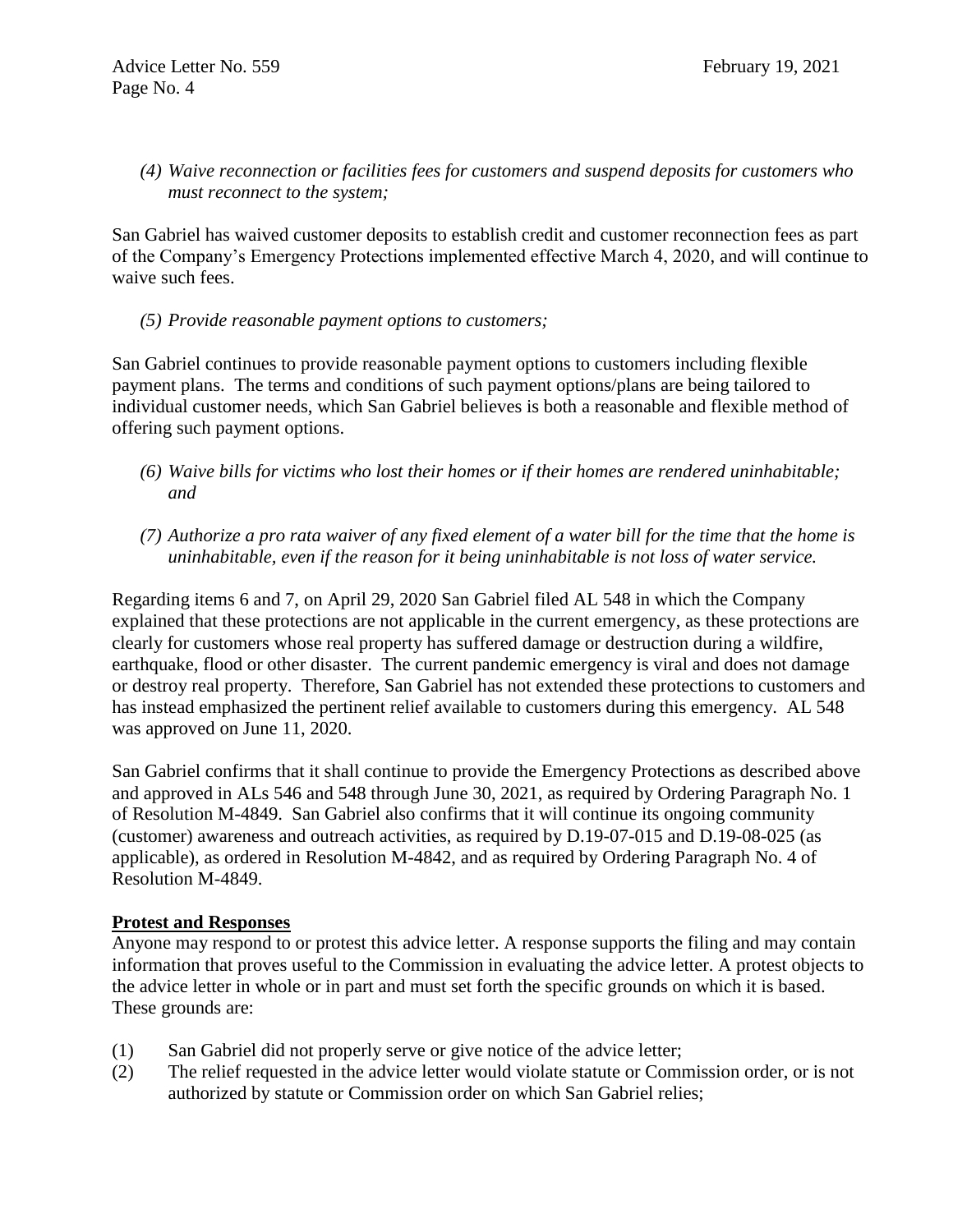*(4) Waive reconnection or facilities fees for customers and suspend deposits for customers who must reconnect to the system;*

San Gabriel has waived customer deposits to establish credit and customer reconnection fees as part of the Company's Emergency Protections implemented effective March 4, 2020, and will continue to waive such fees.

*(5) Provide reasonable payment options to customers;*

San Gabriel continues to provide reasonable payment options to customers including flexible payment plans. The terms and conditions of such payment options/plans are being tailored to individual customer needs, which San Gabriel believes is both a reasonable and flexible method of offering such payment options.

*(6) Waive bills for victims who lost their homes or if their homes are rendered uninhabitable; and*

*(7) Authorize a pro rata waiver of any fixed element of a water bill for the time that the home is uninhabitable, even if the reason for it being uninhabitable is not loss of water service.*

Regarding items 6 and 7, on April 29, 2020 San Gabriel filed AL 548 in which the Company explained that these protections are not applicable in the current emergency, as these protections are clearly for customers whose real property has suffered damage or destruction during a wildfire, earthquake, flood or other disaster. The current pandemic emergency is viral and does not damage or destroy real property. Therefore, San Gabriel has not extended these protections to customers and has instead emphasized the pertinent relief available to customers during this emergency. AL 548 was approved on June 11, 2020.

San Gabriel confirms that it shall continue to provide the Emergency Protections as described above and approved in ALs 546 and 548 through June 30, 2021, as required by Ordering Paragraph No. 1 of Resolution M-4849. San Gabriel also confirms that it will continue its ongoing community (customer) awareness and outreach activities, as required by D.19-07-015 and D.19-08-025 (as applicable), as ordered in Resolution M-4842, and as required by Ordering Paragraph No. 4 of Resolution M-4849.

**Protest and Responses**

Anyone may respond to or protest this advice letter. A response supports the filing and may contain information that proves useful to the Commission in evaluating the advice letter. A protest objects to the advice letter in whole or in part and must set forth the specific grounds on which it is based. These grounds are:

(1) San Gabriel did not properly serve or give notice of the advice letter;

(2) The relief requested in the advice letter would violate statute or Commission order, or is not authorized by statute or Commission order on which San Gabriel relies;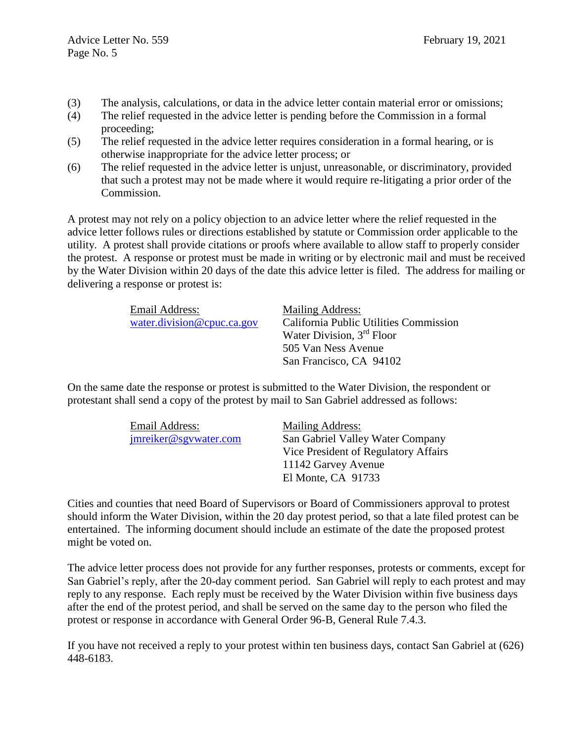(3) The analysis, calculations, or data in the advice letter contain material error or omissions;

(4) The relief requested in the advice letter is pending before the Commission in a formal proceeding;

(5) The relief requested in the advice letter requires consideration in a formal hearing, or is otherwise inappropriate for the advice letter process; or

(6) The relief requested in the advice letter is unjust, unreasonable, or discriminatory, provided that such a protest may not be made where it would require re-litigating a prior order of the Commission.

A protest may not rely on a policy objection to an advice letter where the relief requested in the advice letter follows rules or directions established by statute or Commission order applicable to the utility. A protest shall provide citations or proofs where available to allow staff to properly consider the protest. A response or protest must be made in writing or by electronic mail and must be received by the Water Division within 20 days of the date this advice letter is filed. The address for mailing or delivering a response or protest is:

| Email Address: | Mailing Address: |
|---|---|
| water.division@cpuc.ca.gov | California Public Utilities Commission<br>Water Division, 3rd Floor<br>505 Van Ness Avenue<br>San Francisco, CA 94102 |

On the same date the response or protest is submitted to the Water Division, the respondent or protestant shall send a copy of the protest by mail to San Gabriel addressed as follows:

| Email Address: | Mailing Address: |
|---|---|
| jmreiker@sgvwater.com | San Gabriel Valley Water Company<br>Vice President of Regulatory Affairs<br>11142 Garvey Avenue<br>El Monte, CA 91733 |

Cities and counties that need Board of Supervisors or Board of Commissioners approval to protest should inform the Water Division, within the 20 day protest period, so that a late filed protest can be entertained. The informing document should include an estimate of the date the proposed protest might be voted on.

The advice letter process does not provide for any further responses, protests or comments, except for San Gabriel's reply, after the 20-day comment period. San Gabriel will reply to each protest and may reply to any response. Each reply must be received by the Water Division within five business days after the end of the protest period, and shall be served on the same day to the person who filed the protest or response in accordance with General Order 96-B, General Rule 7.4.3.

If you have not received a reply to your protest within ten business days, contact San Gabriel at (626) 448-6183.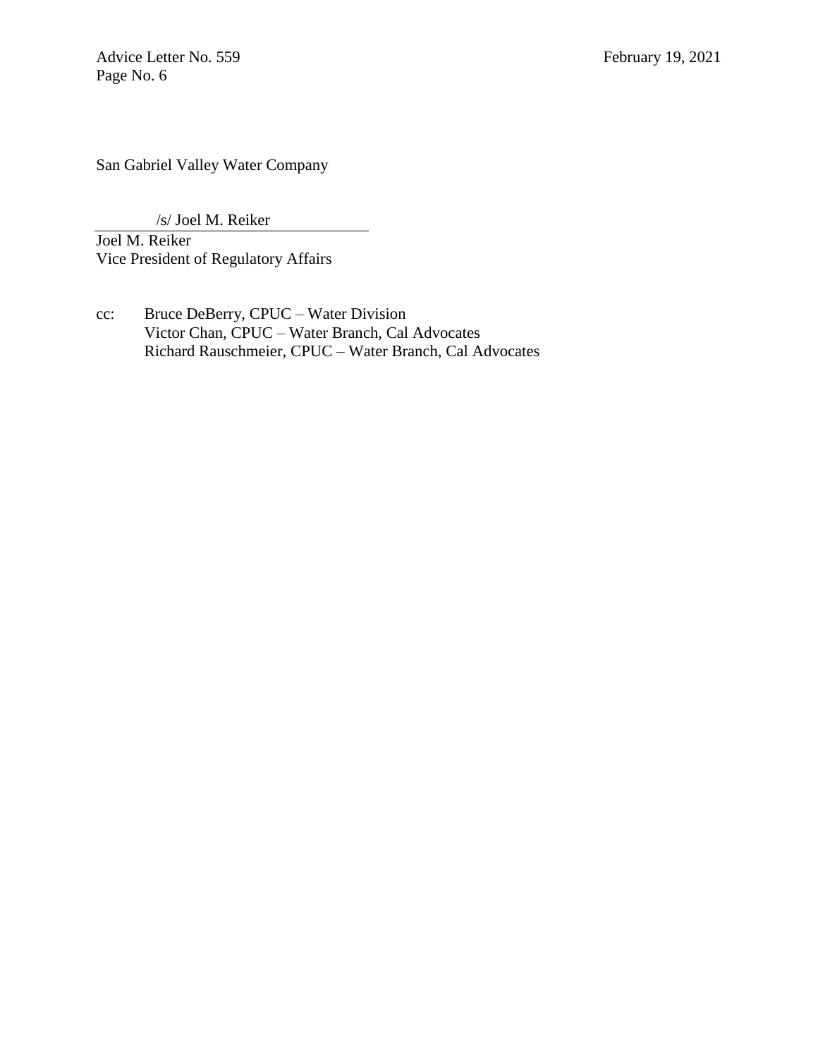San Gabriel Valley Water Company

/s/ Joel M. Reiker

Joel M. Reiker
Vice President of Regulatory Affairs

cc: Bruce DeBerry, CPUC – Water Division
Victor Chan, CPUC – Water Branch, Cal Advocates
Richard Rauschmeier, CPUC – Water Branch, Cal Advocates